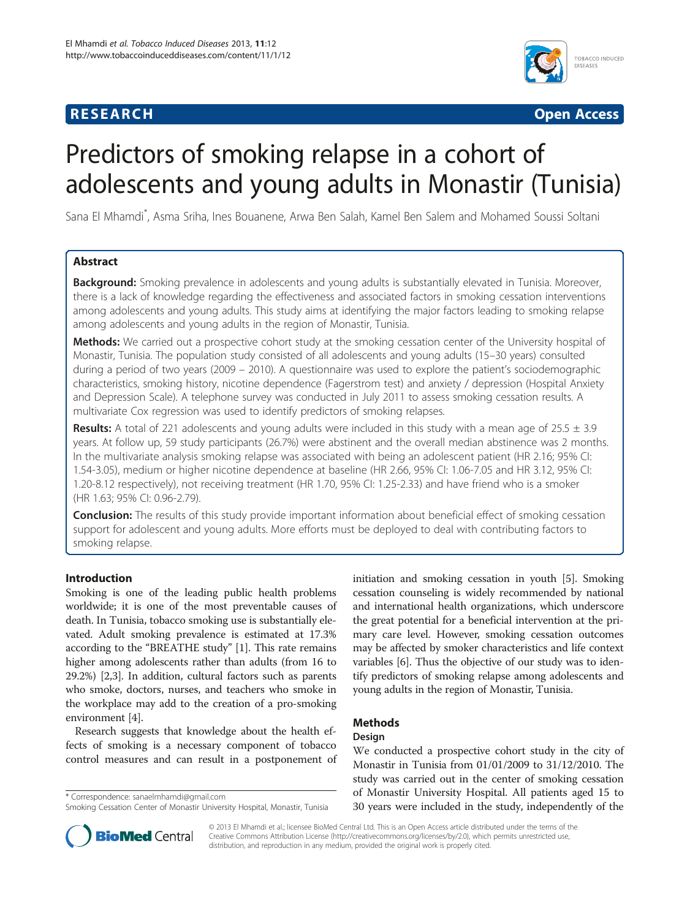**RESEARCH** **Open Access**

# Predictors of smoking relapse in a cohort of adolescents and young adults in Monastir (Tunisia)

Sana El Mhamdi*, Asma Sriha, Ines Bouanene, Arwa Ben Salah, Kamel Ben Salem and Mohamed Soussi Soltani

## Abstract

**Background:** Smoking prevalence in adolescents and young adults is substantially elevated in Tunisia. Moreover, there is a lack of knowledge regarding the effectiveness and associated factors in smoking cessation interventions among adolescents and young adults. This study aims at identifying the major factors leading to smoking relapse among adolescents and young adults in the region of Monastir, Tunisia.

**Methods:** We carried out a prospective cohort study at the smoking cessation center of the University hospital of Monastir, Tunisia. The population study consisted of all adolescents and young adults (15–30 years) consulted during a period of two years (2009 – 2010). A questionnaire was used to explore the patient's sociodemographic characteristics, smoking history, nicotine dependence (Fagerstrom test) and anxiety / depression (Hospital Anxiety and Depression Scale). A telephone survey was conducted in July 2011 to assess smoking cessation results. A multivariate Cox regression was used to identify predictors of smoking relapses.

**Results:** A total of 221 adolescents and young adults were included in this study with a mean age of 25.5 ± 3.9 years. At follow up, 59 study participants (26.7%) were abstinent and the overall median abstinence was 2 months. In the multivariate analysis smoking relapse was associated with being an adolescent patient (HR 2.16; 95% CI: 1.54-3.05), medium or higher nicotine dependence at baseline (HR 2.66, 95% CI: 1.06-7.05 and HR 3.12, 95% CI: 1.20-8.12 respectively), not receiving treatment (HR 1.70, 95% CI: 1.25-2.33) and have friend who is a smoker (HR 1.63; 95% CI: 0.96-2.79).

**Conclusion:** The results of this study provide important information about beneficial effect of smoking cessation support for adolescent and young adults. More efforts must be deployed to deal with contributing factors to smoking relapse.

## Introduction

Smoking is one of the leading public health problems worldwide; it is one of the most preventable causes of death. In Tunisia, tobacco smoking use is substantially elevated. Adult smoking prevalence is estimated at 17.3% according to the "BREATHE study" [1]. This rate remains higher among adolescents rather than adults (from 16 to 29.2%) [2,3]. In addition, cultural factors such as parents who smoke, doctors, nurses, and teachers who smoke in the workplace may add to the creation of a pro-smoking environment [4].

Research suggests that knowledge about the health effects of smoking is a necessary component of tobacco control measures and can result in a postponement of initiation and smoking cessation in youth [5]. Smoking cessation counseling is widely recommended by national and international health organizations, which underscore the great potential for a beneficial intervention at the primary care level. However, smoking cessation outcomes may be affected by smoker characteristics and life context variables [6]. Thus the objective of our study was to identify predictors of smoking relapse among adolescents and young adults in the region of Monastir, Tunisia.

## Methods

### Design

We conducted a prospective cohort study in the city of Monastir in Tunisia from 01/01/2009 to 31/12/2010. The study was carried out in the center of smoking cessation of Monastir University Hospital. All patients aged 15 to 30 years were included in the study, independently of the

\* Correspondence: sanaelmhamdi@gmail.com
Smoking Cessation Center of Monastir University Hospital, Monastir, Tunisia

© 2013 El Mhamdi et al.; licensee BioMed Central Ltd. This is an Open Access article distributed under the terms of the Creative Commons Attribution License (http://creativecommons.org/licenses/by/2.0), which permits unrestricted use, distribution, and reproduction in any medium, provided the original work is properly cited.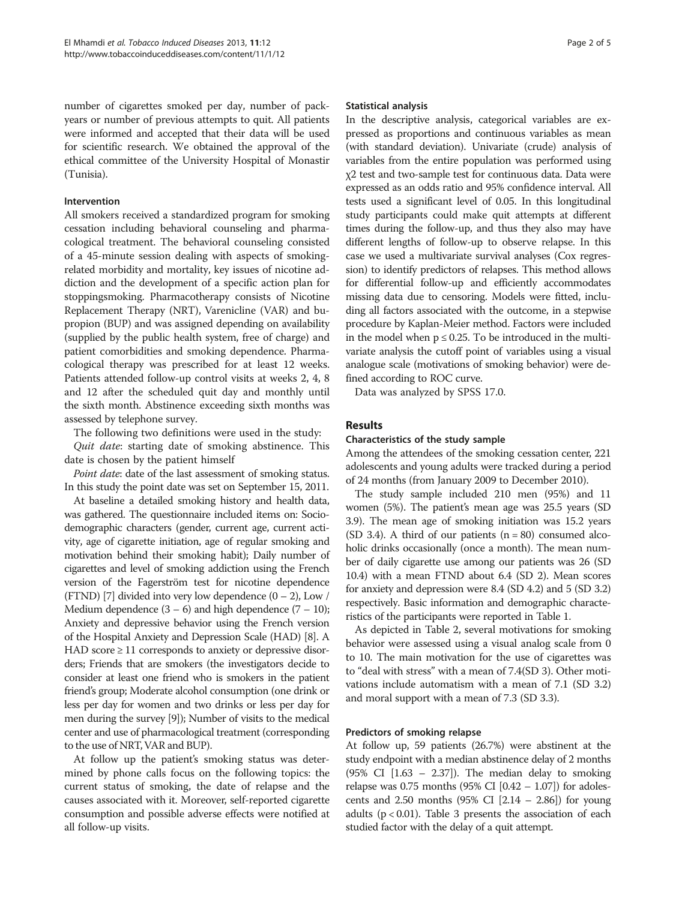number of cigarettes smoked per day, number of pack-years or number of previous attempts to quit. All patients were informed and accepted that their data will be used for scientific research. We obtained the approval of the ethical committee of the University Hospital of Monastir (Tunisia).

### Intervention

All smokers received a standardized program for smoking cessation including behavioral counseling and pharmacological treatment. The behavioral counseling consisted of a 45-minute session dealing with aspects of smoking-related morbidity and mortality, key issues of nicotine addiction and the development of a specific action plan for stoppingsmoking. Pharmacotherapy consists of Nicotine Replacement Therapy (NRT), Varenicline (VAR) and bupropion (BUP) and was assigned depending on availability (supplied by the public health system, free of charge) and patient comorbidities and smoking dependence. Pharmacological therapy was prescribed for at least 12 weeks. Patients attended follow-up control visits at weeks 2, 4, 8 and 12 after the scheduled quit day and monthly until the sixth month. Abstinence exceeding sixth months was assessed by telephone survey.

The following two definitions were used in the study:

*Quit date*: starting date of smoking abstinence. This date is chosen by the patient himself

*Point date*: date of the last assessment of smoking status. In this study the point date was set on September 15, 2011.

At baseline a detailed smoking history and health data, was gathered. The questionnaire included items on: Socio-demographic characters (gender, current age, current activity, age of cigarette initiation, age of regular smoking and motivation behind their smoking habit); Daily number of cigarettes and level of smoking addiction using the French version of the Fagerström test for nicotine dependence (FTND) [7] divided into very low dependence (0 – 2), Low / Medium dependence (3 – 6) and high dependence (7 – 10); Anxiety and depressive behavior using the French version of the Hospital Anxiety and Depression Scale (HAD) [8]. A HAD score ≥ 11 corresponds to anxiety or depressive disorders; Friends that are smokers (the investigators decide to consider at least one friend who is smokers in the patient friend's group; Moderate alcohol consumption (one drink or less per day for women and two drinks or less per day for men during the survey [9]); Number of visits to the medical center and use of pharmacological treatment (corresponding to the use of NRT, VAR and BUP).

At follow up the patient's smoking status was determined by phone calls focus on the following topics: the current status of smoking, the date of relapse and the causes associated with it. Moreover, self-reported cigarette consumption and possible adverse effects were notified at all follow-up visits.

### Statistical analysis

In the descriptive analysis, categorical variables are expressed as proportions and continuous variables as mean (with standard deviation). Univariate (crude) analysis of variables from the entire population was performed using $\chi 2$ test and two-sample test for continuous data. Data were expressed as an odds ratio and 95% confidence interval. All tests used a significant level of 0.05. In this longitudinal study participants could make quit attempts at different times during the follow-up, and thus they also may have different lengths of follow-up to observe relapse. In this case we used a multivariate survival analyses (Cox regression) to identify predictors of relapses. This method allows for differential follow-up and efficiently accommodates missing data due to censoring. Models were fitted, including all factors associated with the outcome, in a stepwise procedure by Kaplan-Meier method. Factors were included in the model when $p \leq 0.25$. To be introduced in the multivariate analysis the cutoff point of variables using a visual analogue scale (motivations of smoking behavior) were defined according to ROC curve.

Data was analyzed by SPSS 17.0.

## Results

### Characteristics of the study sample

Among the attendees of the smoking cessation center, 221 adolescents and young adults were tracked during a period of 24 months (from January 2009 to December 2010).

The study sample included 210 men (95%) and 11 women (5%). The patient's mean age was 25.5 years (SD 3.9). The mean age of smoking initiation was 15.2 years (SD 3.4). A third of our patients (n = 80) consumed alcoholic drinks occasionally (once a month). The mean number of daily cigarette use among our patients was 26 (SD 10.4) with a mean FTND about 6.4 (SD 2). Mean scores for anxiety and depression were 8.4 (SD 4.2) and 5 (SD 3.2) respectively. Basic information and demographic characteristics of the participants were reported in Table 1.

As depicted in Table 2, several motivations for smoking behavior were assessed using a visual analog scale from 0 to 10. The main motivation for the use of cigarettes was to "deal with stress" with a mean of 7.4(SD 3). Other motivations include automatism with a mean of 7.1 (SD 3.2) and moral support with a mean of 7.3 (SD 3.3).

### Predictors of smoking relapse

At follow up, 59 patients (26.7%) were abstinent at the study endpoint with a median abstinence delay of 2 months (95% CI [1.63 – 2.37]). The median delay to smoking relapse was 0.75 months (95% CI [0.42 – 1.07]) for adolescents and 2.50 months (95% CI [2.14 – 2.86]) for young adults ($p < 0.01$). Table 3 presents the association of each studied factor with the delay of a quit attempt.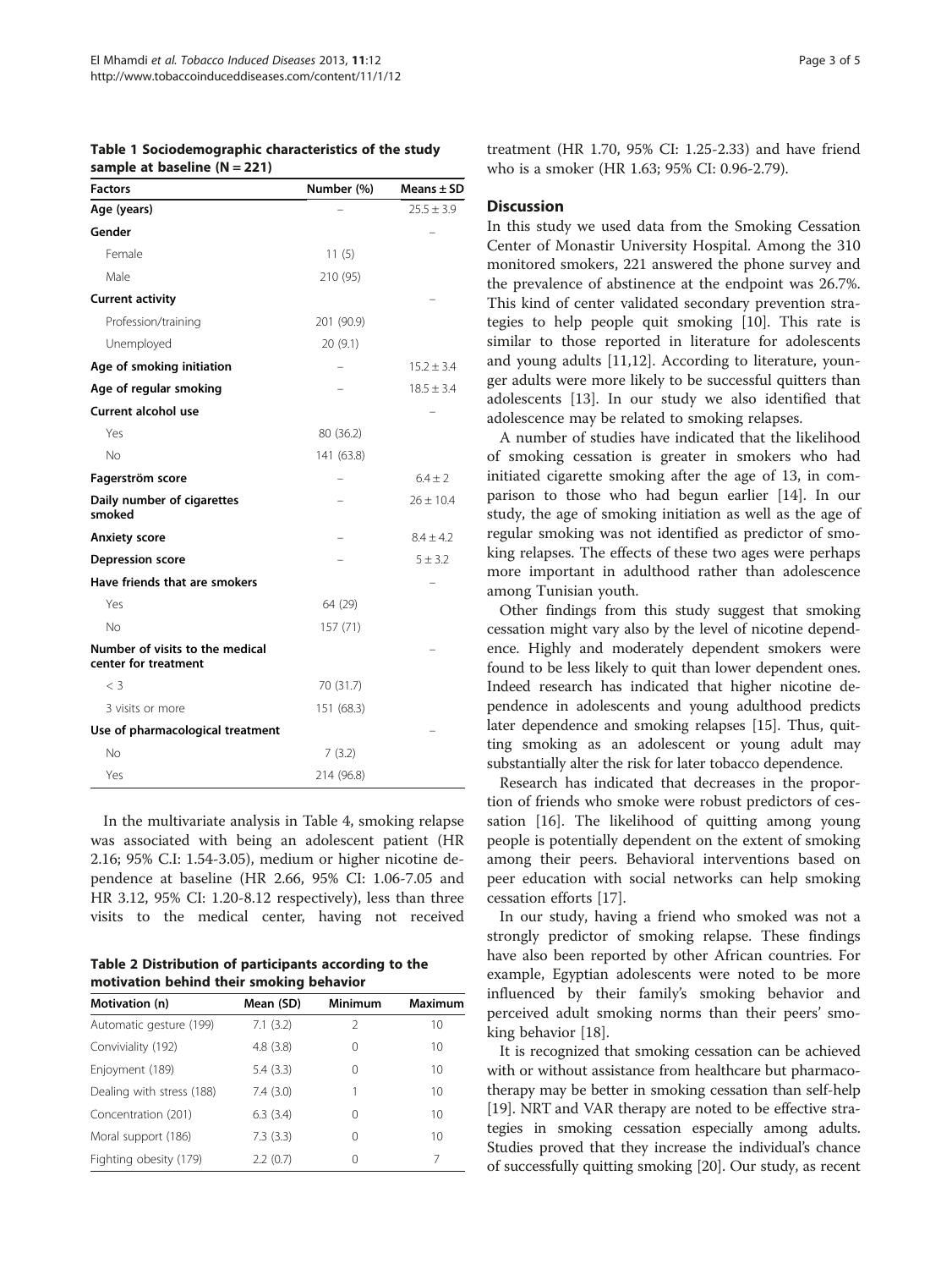**Table 1 Sociodemographic characteristics of the study sample at baseline (N = 221)**

| Factors | Number (%) | Means ± SD |
|---|---|---|
| **Age (years)** | – | 25.5 ± 3.9 |
| **Gender** | | – |
| Female | 11 (5) | |
| Male | 210 (95) | |
| **Current activity** | | – |
| Profession/training | 201 (90.9) | |
| Unemployed | 20 (9.1) | |
| **Age of smoking initiation** | – | 15.2 ± 3.4 |
| **Age of regular smoking** | – | 18.5 ± 3.4 |
| **Current alcohol use** | | – |
| Yes | 80 (36.2) | |
| No | 141 (63.8) | |
| **Fagerström score** | – | 6.4 ± 2 |
| **Daily number of cigarettes smoked** | – | 26 ± 10.4 |
| **Anxiety score** | – | 8.4 ± 4.2 |
| **Depression score** | – | 5 ± 3.2 |
| **Have friends that are smokers** | | – |
| Yes | 64 (29) | |
| No | 157 (71) | |
| **Number of visits to the medical center for treatment** | | – |
| < 3 | 70 (31.7) | |
| 3 visits or more | 151 (68.3) | |
| **Use of pharmacological treatment** | | – |
| No | 7 (3.2) | |
| Yes | 214 (96.8) | |

In the multivariate analysis in Table 4, smoking relapse was associated with being an adolescent patient (HR 2.16; 95% C.I: 1.54-3.05), medium or higher nicotine dependence at baseline (HR 2.66, 95% CI: 1.06-7.05 and HR 3.12, 95% CI: 1.20-8.12 respectively), less than three visits to the medical center, having not received treatment (HR 1.70, 95% CI: 1.25-2.33) and have friend who is a smoker (HR 1.63; 95% CI: 0.96-2.79).

**Table 2 Distribution of participants according to the motivation behind their smoking behavior**

| Motivation (n) | Mean (SD) | Minimum | Maximum |
|---|---|---|---|
| Automatic gesture (199) | 7.1 (3.2) | 2 | 10 |
| Conviviality (192) | 4.8 (3.8) | 0 | 10 |
| Enjoyment (189) | 5.4 (3.3) | 0 | 10 |
| Dealing with stress (188) | 7.4 (3.0) | 1 | 10 |
| Concentration (201) | 6.3 (3.4) | 0 | 10 |
| Moral support (186) | 7.3 (3.3) | 0 | 10 |
| Fighting obesity (179) | 2.2 (0.7) | 0 | 7 |

## Discussion

In this study we used data from the Smoking Cessation Center of Monastir University Hospital. Among the 310 monitored smokers, 221 answered the phone survey and the prevalence of abstinence at the endpoint was 26.7%. This kind of center validated secondary prevention strategies to help people quit smoking [10]. This rate is similar to those reported in literature for adolescents and young adults [11,12]. According to literature, younger adults were more likely to be successful quitters than adolescents [13]. In our study we also identified that adolescence may be related to smoking relapses.

A number of studies have indicated that the likelihood of smoking cessation is greater in smokers who had initiated cigarette smoking after the age of 13, in comparison to those who had begun earlier [14]. In our study, the age of smoking initiation as well as the age of regular smoking was not identified as predictor of smoking relapses. The effects of these two ages were perhaps more important in adulthood rather than adolescence among Tunisian youth.

Other findings from this study suggest that smoking cessation might vary also by the level of nicotine dependence. Highly and moderately dependent smokers were found to be less likely to quit than lower dependent ones. Indeed research has indicated that higher nicotine dependence in adolescents and young adulthood predicts later dependence and smoking relapses [15]. Thus, quitting smoking as an adolescent or young adult may substantially alter the risk for later tobacco dependence.

Research has indicated that decreases in the proportion of friends who smoke were robust predictors of cessation [16]. The likelihood of quitting among young people is potentially dependent on the extent of smoking among their peers. Behavioral interventions based on peer education with social networks can help smoking cessation efforts [17].

In our study, having a friend who smoked was not a strongly predictor of smoking relapse. These findings have also been reported by other African countries. For example, Egyptian adolescents were noted to be more influenced by their family's smoking behavior and perceived adult smoking norms than their peers' smoking behavior [18].

It is recognized that smoking cessation can be achieved with or without assistance from healthcare but pharmacotherapy may be better in smoking cessation than self-help [19]. NRT and VAR therapy are noted to be effective strategies in smoking cessation especially among adults. Studies proved that they increase the individual's chance of successfully quitting smoking [20]. Our study, as recent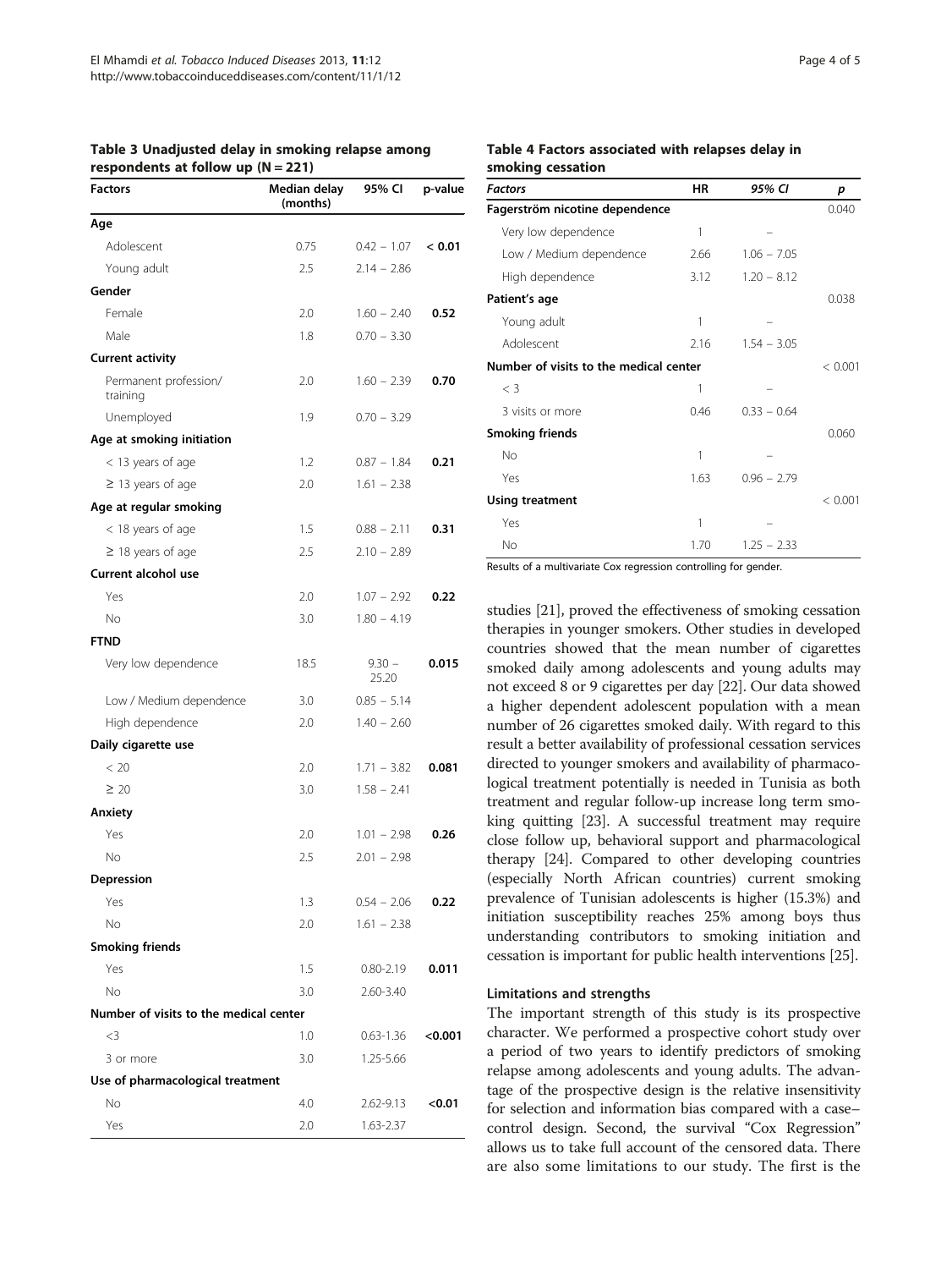**Table 3 Unadjusted delay in smoking relapse among respondents at follow up (N = 221)**

| Factors | Median delay (months) | 95% CI | p-value |
|---|---|---|---|
| **Age** | | | |
| Adolescent | 0.75 | 0.42 – 1.07 | **< 0.01** |
| Young adult | 2.5 | 2.14 – 2.86 | |
| **Gender** | | | |
| Female | 2.0 | 1.60 – 2.40 | **0.52** |
| Male | 1.8 | 0.70 – 3.30 | |
| **Current activity** | | | |
| Permanent profession/ training | 2.0 | 1.60 – 2.39 | **0.70** |
| Unemployed | 1.9 | 0.70 – 3.29 | |
| **Age at smoking initiation** | | | |
| < 13 years of age | 1.2 | 0.87 – 1.84 | **0.21** |
| ≥ 13 years of age | 2.0 | 1.61 – 2.38 | |
| **Age at regular smoking** | | | |
| < 18 years of age | 1.5 | 0.88 – 2.11 | **0.31** |
| ≥ 18 years of age | 2.5 | 2.10 – 2.89 | |
| **Current alcohol use** | | | |
| Yes | 2.0 | 1.07 – 2.92 | **0.22** |
| No | 3.0 | 1.80 – 4.19 | |
| **FTND** | | | |
| Very low dependence | 18.5 | 9.30 – 25.20 | **0.015** |
| Low / Medium dependence | 3.0 | 0.85 – 5.14 | |
| High dependence | 2.0 | 1.40 – 2.60 | |
| **Daily cigarette use** | | | |
| < 20 | 2.0 | 1.71 – 3.82 | **0.081** |
| ≥ 20 | 3.0 | 1.58 – 2.41 | |
| **Anxiety** | | | |
| Yes | 2.0 | 1.01 – 2.98 | **0.26** |
| No | 2.5 | 2.01 – 2.98 | |
| **Depression** | | | |
| Yes | 1.3 | 0.54 – 2.06 | **0.22** |
| No | 2.0 | 1.61 – 2.38 | |
| **Smoking friends** | | | |
| Yes | 1.5 | 0.80-2.19 | **0.011** |
| No | 3.0 | 2.60-3.40 | |
| **Number of visits to the medical center** | | | |
| <3 | 1.0 | 0.63-1.36 | **<0.001** |
| 3 or more | 3.0 | 1.25-5.66 | |
| **Use of pharmacological treatment** | | | |
| No | 4.0 | 2.62-9.13 | **<0.01** |
| Yes | 2.0 | 1.63-2.37 | |

**Table 4 Factors associated with relapses delay in smoking cessation**

| *Factors* | HR | 95% CI | p |
|---|---|---|---|
| **Fagerström nicotine dependence** | | | 0.040 |
| Very low dependence | 1 | – | |
| Low / Medium dependence | 2.66 | 1.06 – 7.05 | |
| High dependence | 3.12 | 1.20 – 8.12 | |
| **Patient's age** | | | 0.038 |
| Young adult | 1 | – | |
| Adolescent | 2.16 | 1.54 – 3.05 | |
| **Number of visits to the medical center** | | | < 0.001 |
| < 3 | 1 | – | |
| 3 visits or more | 0.46 | 0.33 – 0.64 | |
| **Smoking friends** | | | 0.060 |
| No | 1 | – | |
| Yes | 1.63 | 0.96 – 2.79 | |
| **Using treatment** | | | < 0.001 |
| Yes | 1 | – | |
| No | 1.70 | 1.25 – 2.33 | |

Results of a multivariate Cox regression controlling for gender.

studies [21], proved the effectiveness of smoking cessation therapies in younger smokers. Other studies in developed countries showed that the mean number of cigarettes smoked daily among adolescents and young adults may not exceed 8 or 9 cigarettes per day [22]. Our data showed a higher dependent adolescent population with a mean number of 26 cigarettes smoked daily. With regard to this result a better availability of professional cessation services directed to younger smokers and availability of pharmacological treatment potentially is needed in Tunisia as both treatment and regular follow-up increase long term smoking quitting [23]. A successful treatment may require close follow up, behavioral support and pharmacological therapy [24]. Compared to other developing countries (especially North African countries) current smoking prevalence of Tunisian adolescents is higher (15.3%) and initiation susceptibility reaches 25% among boys thus understanding contributors to smoking initiation and cessation is important for public health interventions [25].

### Limitations and strengths

The important strength of this study is its prospective character. We performed a prospective cohort study over a period of two years to identify predictors of smoking relapse among adolescents and young adults. The advantage of the prospective design is the relative insensitivity for selection and information bias compared with a case–control design. Second, the survival "Cox Regression" allows us to take full account of the censored data. There are also some limitations to our study. The first is the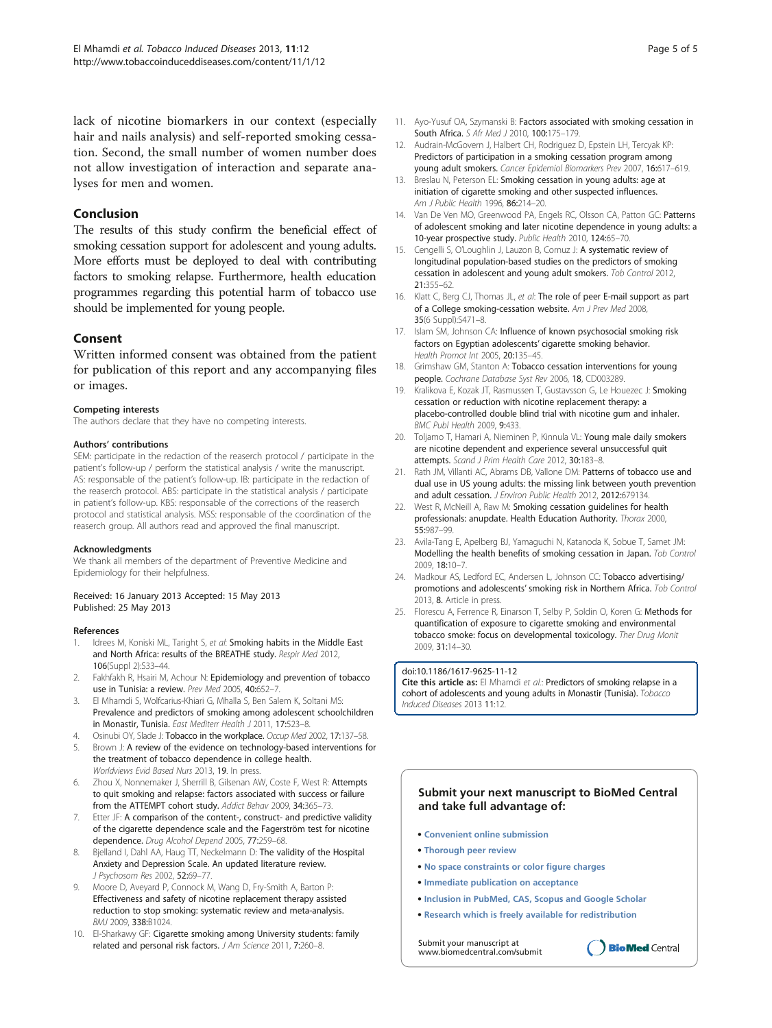lack of nicotine biomarkers in our context (especially hair and nails analysis) and self-reported smoking cessation. Second, the small number of women number does not allow investigation of interaction and separate analyses for men and women.

## Conclusion

The results of this study confirm the beneficial effect of smoking cessation support for adolescent and young adults. More efforts must be deployed to deal with contributing factors to smoking relapse. Furthermore, health education programmes regarding this potential harm of tobacco use should be implemented for young people.

## Consent

Written informed consent was obtained from the patient for publication of this report and any accompanying files or images.

#### Competing interests

The authors declare that they have no competing interests.

#### Authors' contributions

SEM: participate in the redaction of the reaserch protocol / participate in the patient's follow-up / perform the statistical analysis / write the manuscript. AS: responsable of the patient's follow-up. IB: participate in the redaction of the reaserch protocol. ABS: participate in the statistical analysis / participate in patient's follow-up. KBS: responsable of the corrections of the reaserch protocol and statistical analysis. MSS: responsable of the coordination of the reaserch group. All authors read and approved the final manuscript.

#### Acknowledgments

We thank all members of the department of Preventive Medicine and Epidemiology for their helpfulness.

Received: 16 January 2013 Accepted: 15 May 2013
Published: 25 May 2013

#### References

1. Idrees M, Koniski ML, Taright S, *et al*: **Smoking habits in the Middle East and North Africa: results of the BREATHE study.** *Respir Med* 2012, **106**(Suppl 2):S33–44.
2. Fakhfakh R, Hsairi M, Achour N: **Epidemiology and prevention of tobacco use in Tunisia: a review.** *Prev Med* 2005, **40**:652–7.
3. El Mhamdi S, Wolfcarius-Khiari G, Mhalla S, Ben Salem K, Soltani MS: **Prevalence and predictors of smoking among adolescent schoolchildren in Monastir, Tunisia.** *East Mediterr Health J* 2011, **17**:523–8.
4. Osinubi OY, Slade J: **Tobacco in the workplace.** *Occup Med* 2002, **17**:137–58.
5. Brown J: **A review of the evidence on technology-based interventions for the treatment of tobacco dependence in college health.** *Worldviews Evid Based Nurs* 2013, **19**. In press.
6. Zhou X, Nonnemaker J, Sherrill B, Gilsenan AW, Coste F, West R: **Attempts to quit smoking and relapse: factors associated with success or failure from the ATTEMPT cohort study.** *Addict Behav* 2009, **34**:365–73.
7. Etter JF: **A comparison of the content-, construct- and predictive validity of the cigarette dependence scale and the Fagerström test for nicotine dependence.** *Drug Alcohol Depend* 2005, **77**:259–68.
8. Bjelland I, Dahl AA, Haug TT, Neckelmann D: **The validity of the Hospital Anxiety and Depression Scale. An updated literature review.** *J Psychosom Res* 2002, **52**:69–77.
9. Moore D, Aveyard P, Connock M, Wang D, Fry-Smith A, Barton P: **Effectiveness and safety of nicotine replacement therapy assisted reduction to stop smoking: systematic review and meta-analysis.** *BMJ* 2009, **338**:B1024.
10. El-Sharkawy GF: **Cigarette smoking among University students: family related and personal risk factors.** *J Am Science* 2011, **7**:260–8.
11. Ayo-Yusuf OA, Szymanski B: **Factors associated with smoking cessation in South Africa.** *S Afr Med J* 2010, **100**:175–179.
12. Audrain-McGovern J, Halbert CH, Rodriguez D, Epstein LH, Tercyak KP: **Predictors of participation in a smoking cessation program among young adult smokers.** *Cancer Epidemiol Biomarkers Prev* 2007, **16**:617–619.
13. Breslau N, Peterson EL: **Smoking cessation in young adults: age at initiation of cigarette smoking and other suspected influences.** *Am J Public Health* 1996, **86**:214–20.
14. Van De Ven MO, Greenwood PA, Engels RC, Olsson CA, Patton GC: **Patterns of adolescent smoking and later nicotine dependence in young adults: a 10-year prospective study.** *Public Health* 2010, **124**:65–70.
15. Cengelli S, O'Loughlin J, Lauzon B, Cornuz J: **A systematic review of longitudinal population-based studies on the predictors of smoking cessation in adolescent and young adult smokers.** *Tob Control* 2012, **21**:355–62.
16. Klatt C, Berg CJ, Thomas JL, *et al*: **The role of peer E-mail support as part of a College smoking-cessation website.** *Am J Prev Med* 2008, **35**(6 Suppl):S471–8.
17. Islam SM, Johnson CA: **Influence of known psychosocial smoking risk factors on Egyptian adolescents' cigarette smoking behavior.** *Health Promot Int* 2005, **20**:135–45.
18. Grimshaw GM, Stanton A: **Tobacco cessation interventions for young people.** *Cochrane Database Syst Rev* 2006, **18**, CD003289.
19. Kralikova E, Kozak JT, Rasmussen T, Gustavsson G, Le Houezec J: **Smoking cessation or reduction with nicotine replacement therapy: a placebo-controlled double blind trial with nicotine gum and inhaler.** *BMC Publ Health* 2009, **9**:433.
20. Toljamo T, Hamari A, Nieminen P, Kinnula VL: **Young male daily smokers are nicotine dependent and experience several unsuccessful quit attempts.** *Scand J Prim Health Care* 2012, **30**:183–8.
21. Rath JM, Villanti AC, Abrams DB, Vallone DM: **Patterns of tobacco use and dual use in US young adults: the missing link between youth prevention and adult cessation.** *J Environ Public Health* 2012, **2012**:679134.
22. West R, McNeill A, Raw M: **Smoking cessation guidelines for health professionals: anupdate. Health Education Authority.** *Thorax* 2000, **55**:987–99.
23. Avila-Tang E, Apelberg BJ, Yamaguchi N, Katanoda K, Sobue T, Samet JM: **Modelling the health benefits of smoking cessation in Japan.** *Tob Control* 2009, **18**:10–7.
24. Madkour AS, Ledford EC, Andersen L, Johnson CC: **Tobacco advertising/ promotions and adolescents' smoking risk in Northern Africa.** *Tob Control* 2013, **8**. Article in press.
25. Florescu A, Ferrence R, Einarson T, Selby P, Soldin O, Koren G: **Methods for quantification of exposure to cigarette smoking and environmental tobacco smoke: focus on developmental toxicology.** *Ther Drug Monit* 2009, **31**:14–30.

doi:10.1186/1617-9625-11-12
**Cite this article as:** El Mhamdi *et al.*: Predictors of smoking relapse in a cohort of adolescents and young adults in Monastir (Tunisia). *Tobacco Induced Diseases* 2013 **11**:12.